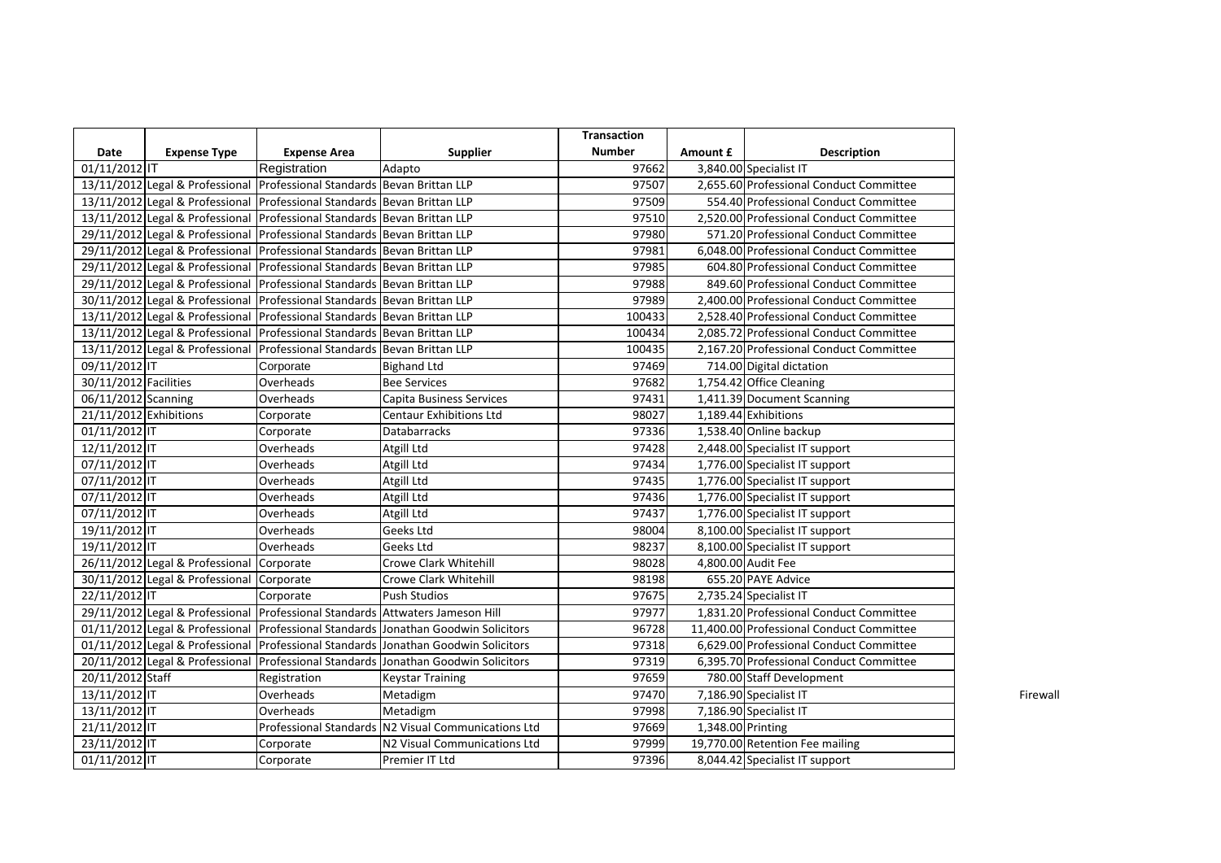| Date | Expense Type | Expense Area | Supplier | Transaction Number | Amount £ | Description |
|---|---|---|---|---|---|---|
| 01/11/2012 | IT | Registration | Adapto | 97662 | 3,840.00 | Specialist IT |
| 13/11/2012 | Legal & Professional | Professional Standards | Bevan Brittan LLP | 97507 | 2,655.60 | Professional Conduct Committee |
| 13/11/2012 | Legal & Professional | Professional Standards | Bevan Brittan LLP | 97509 | 554.40 | Professional Conduct Committee |
| 13/11/2012 | Legal & Professional | Professional Standards | Bevan Brittan LLP | 97510 | 2,520.00 | Professional Conduct Committee |
| 29/11/2012 | Legal & Professional | Professional Standards | Bevan Brittan LLP | 97980 | 571.20 | Professional Conduct Committee |
| 29/11/2012 | Legal & Professional | Professional Standards | Bevan Brittan LLP | 97981 | 6,048.00 | Professional Conduct Committee |
| 29/11/2012 | Legal & Professional | Professional Standards | Bevan Brittan LLP | 97985 | 604.80 | Professional Conduct Committee |
| 29/11/2012 | Legal & Professional | Professional Standards | Bevan Brittan LLP | 97988 | 849.60 | Professional Conduct Committee |
| 30/11/2012 | Legal & Professional | Professional Standards | Bevan Brittan LLP | 97989 | 2,400.00 | Professional Conduct Committee |
| 13/11/2012 | Legal & Professional | Professional Standards | Bevan Brittan LLP | 100433 | 2,528.40 | Professional Conduct Committee |
| 13/11/2012 | Legal & Professional | Professional Standards | Bevan Brittan LLP | 100434 | 2,085.72 | Professional Conduct Committee |
| 13/11/2012 | Legal & Professional | Professional Standards | Bevan Brittan LLP | 100435 | 2,167.20 | Professional Conduct Committee |
| 09/11/2012 | IT | Corporate | Bighand Ltd | 97469 | 714.00 | Digital dictation |
| 30/11/2012 | Facilities | Overheads | Bee Services | 97682 | 1,754.42 | Office Cleaning |
| 06/11/2012 | Scanning | Overheads | Capita Business Services | 97431 | 1,411.39 | Document Scanning |
| 21/11/2012 | Exhibitions | Corporate | Centaur Exhibitions Ltd | 98027 | 1,189.44 | Exhibitions |
| 01/11/2012 | IT | Corporate | Databarracks | 97336 | 1,538.40 | Online backup |
| 12/11/2012 | IT | Overheads | Atgill Ltd | 97428 | 2,448.00 | Specialist IT support |
| 07/11/2012 | IT | Overheads | Atgill Ltd | 97434 | 1,776.00 | Specialist IT support |
| 07/11/2012 | IT | Overheads | Atgill Ltd | 97435 | 1,776.00 | Specialist IT support |
| 07/11/2012 | IT | Overheads | Atgill Ltd | 97436 | 1,776.00 | Specialist IT support |
| 07/11/2012 | IT | Overheads | Atgill Ltd | 97437 | 1,776.00 | Specialist IT support |
| 19/11/2012 | IT | Overheads | Geeks Ltd | 98004 | 8,100.00 | Specialist IT support |
| 19/11/2012 | IT | Overheads | Geeks Ltd | 98237 | 8,100.00 | Specialist IT support |
| 26/11/2012 | Legal & Professional | Corporate | Crowe Clark Whitehill | 98028 | 4,800.00 | Audit Fee |
| 30/11/2012 | Legal & Professional | Corporate | Crowe Clark Whitehill | 98198 | 655.20 | PAYE Advice |
| 22/11/2012 | IT | Corporate | Push Studios | 97675 | 2,735.24 | Specialist IT |
| 29/11/2012 | Legal & Professional | Professional Standards | Attwaters Jameson Hill | 97977 | 1,831.20 | Professional Conduct Committee |
| 01/11/2012 | Legal & Professional | Professional Standards | Jonathan Goodwin Solicitors | 96728 | 11,400.00 | Professional Conduct Committee |
| 01/11/2012 | Legal & Professional | Professional Standards | Jonathan Goodwin Solicitors | 97318 | 6,629.00 | Professional Conduct Committee |
| 20/11/2012 | Legal & Professional | Professional Standards | Jonathan Goodwin Solicitors | 97319 | 6,395.70 | Professional Conduct Committee |
| 20/11/2012 | Staff | Registration | Keystar Training | 97659 | 780.00 | Staff Development |
| 13/11/2012 | IT | Overheads | Metadigm | 97470 | 7,186.90 | Specialist IT |
| 13/11/2012 | IT | Overheads | Metadigm | 97998 | 7,186.90 | Specialist IT |
| 21/11/2012 | IT | Professional Standards | N2 Visual Communications Ltd | 97669 | 1,348.00 | Printing |
| 23/11/2012 | IT | Corporate | N2 Visual Communications Ltd | 97999 | 19,770.00 | Retention Fee mailing |
| 01/11/2012 | IT | Corporate | Premier IT Ltd | 97396 | 8,044.42 | Specialist IT support |

Firewall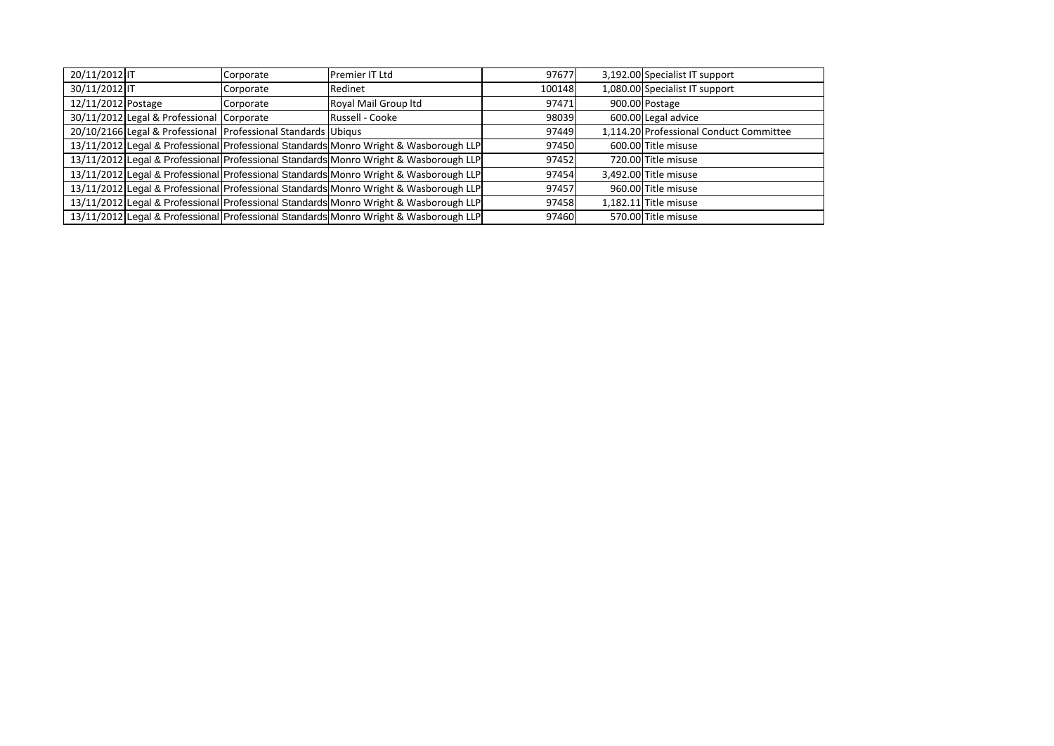| | | | | | | |
|---|---|---|---|---|---|---|
| 20/11/2012 | IT | Corporate | Premier IT Ltd | 97677 | 3,192.00 | Specialist IT support |
| 30/11/2012 | IT | Corporate | Redinet | 100148 | 1,080.00 | Specialist IT support |
| 12/11/2012 | Postage | Corporate | Royal Mail Group ltd | 97471 | 900.00 | Postage |
| 30/11/2012 | Legal & Professional | Corporate | Russell - Cooke | 98039 | 600.00 | Legal advice |
| 20/10/2166 | Legal & Professional | Professional Standards | Ubiqus | 97449 | 1,114.20 | Professional Conduct Committee |
| 13/11/2012 | Legal & Professional | Professional Standards | Monro Wright & Wasborough LLP | 97450 | 600.00 | Title misuse |
| 13/11/2012 | Legal & Professional | Professional Standards | Monro Wright & Wasborough LLP | 97452 | 720.00 | Title misuse |
| 13/11/2012 | Legal & Professional | Professional Standards | Monro Wright & Wasborough LLP | 97454 | 3,492.00 | Title misuse |
| 13/11/2012 | Legal & Professional | Professional Standards | Monro Wright & Wasborough LLP | 97457 | 960.00 | Title misuse |
| 13/11/2012 | Legal & Professional | Professional Standards | Monro Wright & Wasborough LLP | 97458 | 1,182.11 | Title misuse |
| 13/11/2012 | Legal & Professional | Professional Standards | Monro Wright & Wasborough LLP | 97460 | 570.00 | Title misuse |